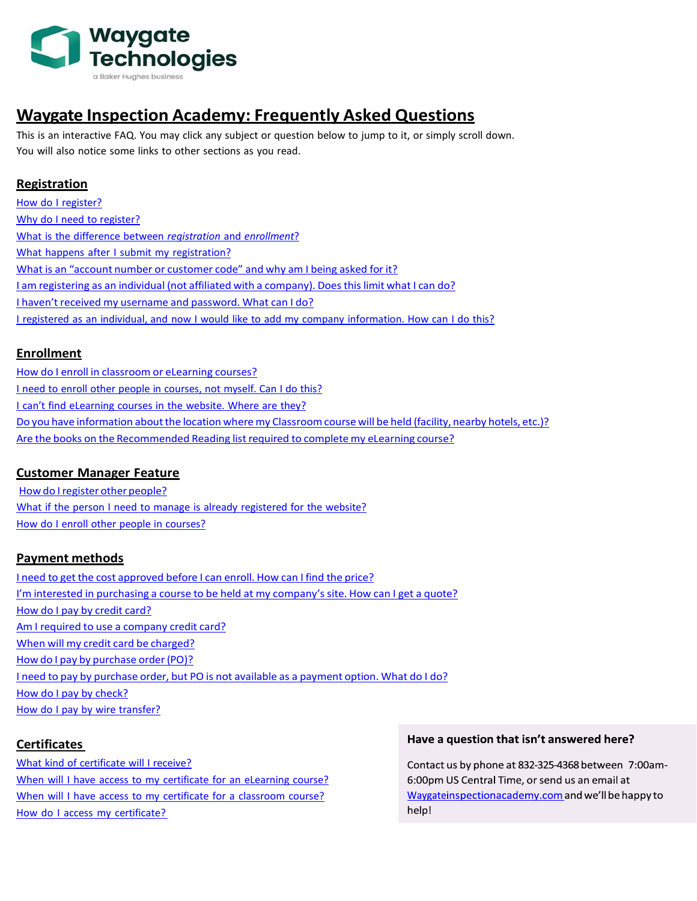# Waygate Inspection Academy: Frequently Asked Questions

This is an interactive FAQ. You may click any subject or question below to jump to it, or simply scroll down. You will also notice some links to other sections as you read.

## Registration

- How do I register?
- Why do I need to register?
- What is the difference between *registration* and *enrollment*?
- What happens after I submit my registration?
- What is an "account number or customer code" and why am I being asked for it?
- I am registering as an individual (not affiliated with a company). Does this limit what I can do?
- I haven't received my username and password. What can I do?
- I registered as an individual, and now I would like to add my company information. How can I do this?

## Enrollment

- How do I enroll in classroom or eLearning courses?
- I need to enroll other people in courses, not myself. Can I do this?
- I can't find eLearning courses in the website. Where are they?
- Do you have information about the location where my Classroom course will be held (facility, nearby hotels, etc.)?
- Are the books on the Recommended Reading list required to complete my eLearning course?

## Customer Manager Feature

- How do I register other people?
- What if the person I need to manage is already registered for the website?
- How do I enroll other people in courses?

## Payment methods

- I need to get the cost approved before I can enroll. How can I find the price?
- I'm interested in purchasing a course to be held at my company's site. How can I get a quote?
- How do I pay by credit card?
- Am I required to use a company credit card?
- When will my credit card be charged?
- How do I pay by purchase order (PO)?
- I need to pay by purchase order, but PO is not available as a payment option. What do I do?
- How do I pay by check?
- How do I pay by wire transfer?

## Certificates

- What kind of certificate will I receive?
- When will I have access to my certificate for an eLearning course?
- When will I have access to my certificate for a classroom course?
- How do I access my certificate?

**Have a question that isn't answered here?**

Contact us by phone at 832-325-4368 between 7:00am-6:00pm US Central Time, or send us an email at Waygateinspectionacademy.com and we'll be happy to help!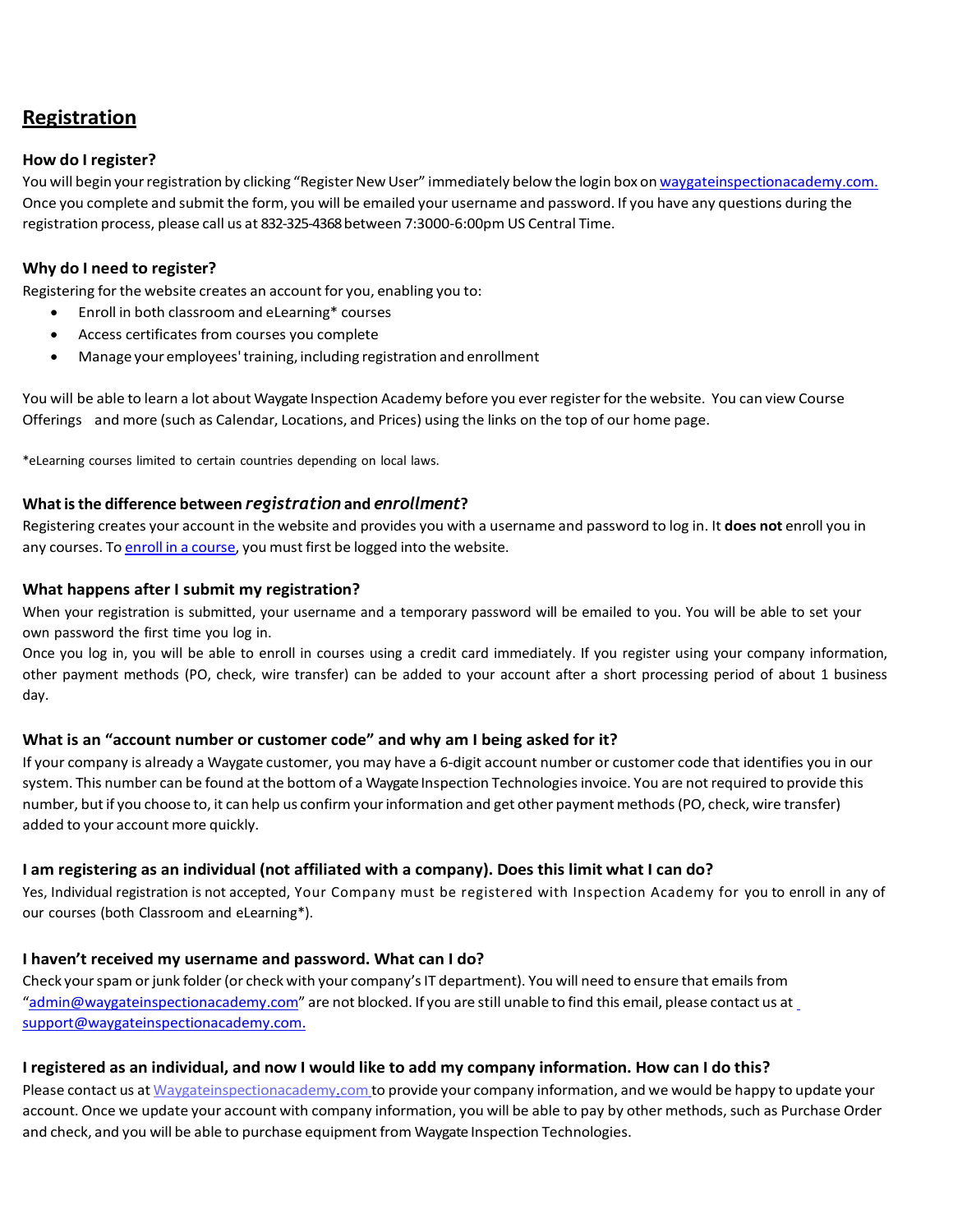## Registration

### How do I register?

You will begin your registration by clicking "Register New User" immediately below the login box on waygateinspectionacademy.com. Once you complete and submit the form, you will be emailed your username and password. If you have any questions during the registration process, please call us at 832-325-4368 between 7:3000-6:00pm US Central Time.

### Why do I need to register?

Registering for the website creates an account for you, enabling you to:

- Enroll in both classroom and eLearning* courses
- Access certificates from courses you complete
- Manage your employees' training, including registration and enrollment

You will be able to learn a lot about Waygate Inspection Academy before you ever register for the website. You can view Course Offerings and more (such as Calendar, Locations, and Prices) using the links on the top of our home page.

*eLearning courses limited to certain countries depending on local laws.

### What is the difference between *registration* and *enrollment*?

Registering creates your account in the website and provides you with a username and password to log in. It **does not** enroll you in any courses. To enroll in a course, you must first be logged into the website.

### What happens after I submit my registration?

When your registration is submitted, your username and a temporary password will be emailed to you. You will be able to set your own password the first time you log in.

Once you log in, you will be able to enroll in courses using a credit card immediately. If you register using your company information, other payment methods (PO, check, wire transfer) can be added to your account after a short processing period of about 1 business day.

### What is an "account number or customer code" and why am I being asked for it?

If your company is already a Waygate customer, you may have a 6-digit account number or customer code that identifies you in our system. This number can be found at the bottom of a Waygate Inspection Technologies invoice. You are not required to provide this number, but if you choose to, it can help us confirm your information and get other payment methods (PO, check, wire transfer) added to your account more quickly.

### I am registering as an individual (not affiliated with a company). Does this limit what I can do?

Yes, Individual registration is not accepted, Your Company must be registered with Inspection Academy for you to enroll in any of our courses (both Classroom and eLearning*).

### I haven't received my username and password. What can I do?

Check your spam or junk folder (or check with your company's IT department). You will need to ensure that emails from "admin@waygateinspectionacademy.com" are not blocked. If you are still unable to find this email, please contact us at support@waygateinspectionacademy.com.

### I registered as an individual, and now I would like to add my company information. How can I do this?

Please contact us at Waygateinspectionacademy.com to provide your company information, and we would be happy to update your account. Once we update your account with company information, you will be able to pay by other methods, such as Purchase Order and check, and you will be able to purchase equipment from Waygate Inspection Technologies.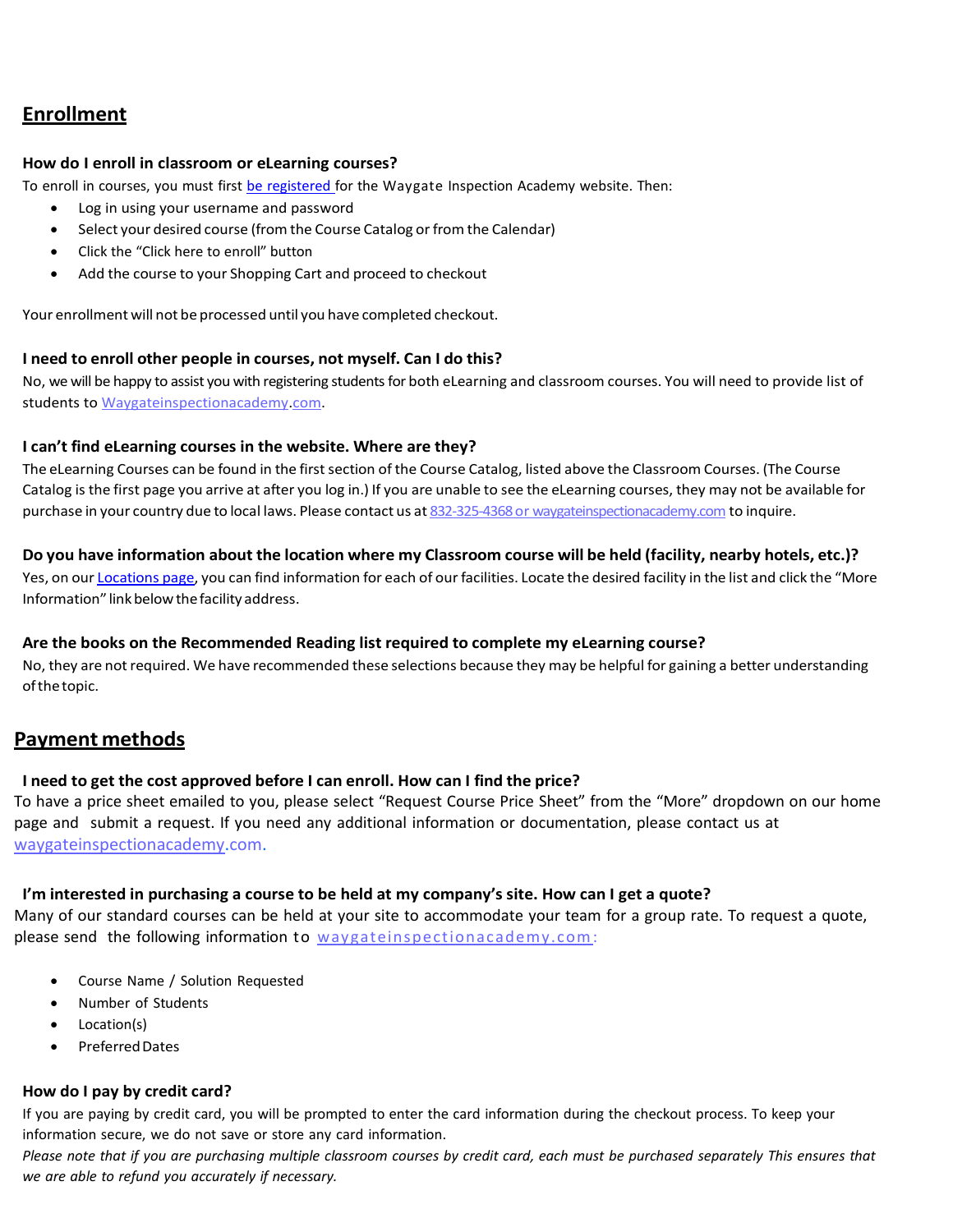## Enrollment

### How do I enroll in classroom or eLearning courses?

To enroll in courses, you must first be registered for the Waygate Inspection Academy website. Then:

- Log in using your username and password
- Select your desired course (from the Course Catalog or from the Calendar)
- Click the "Click here to enroll" button
- Add the course to your Shopping Cart and proceed to checkout

Your enrollment will not be processed until you have completed checkout.

### I need to enroll other people in courses, not myself. Can I do this?

No, we will be happy to assist you with registering students for both eLearning and classroom courses. You will need to provide list of students to Waygateinspectionacademy.com.

### I can't find eLearning courses in the website. Where are they?

The eLearning Courses can be found in the first section of the Course Catalog, listed above the Classroom Courses. (The Course Catalog is the first page you arrive at after you log in.) If you are unable to see the eLearning courses, they may not be available for purchase in your country due to local laws. Please contact us at 832-325-4368 or waygateinspectionacademy.com to inquire.

### Do you have information about the location where my Classroom course will be held (facility, nearby hotels, etc.)?

Yes, on our Locations page, you can find information for each of our facilities. Locate the desired facility in the list and click the "More Information" link below the facility address.

### Are the books on the Recommended Reading list required to complete my eLearning course?

No, they are not required. We have recommended these selections because they may be helpful for gaining a better understanding of the topic.

## Payment methods

### I need to get the cost approved before I can enroll. How can I find the price?

To have a price sheet emailed to you, please select "Request Course Price Sheet" from the "More" dropdown on our home page and submit a request. If you need any additional information or documentation, please contact us at waygateinspectionacademy.com.

### I'm interested in purchasing a course to be held at my company's site. How can I get a quote?

Many of our standard courses can be held at your site to accommodate your team for a group rate. To request a quote, please send the following information to waygateinspectionacademy.com:

- Course Name / Solution Requested
- Number of Students
- Location(s)
- Preferred Dates

### How do I pay by credit card?

If you are paying by credit card, you will be prompted to enter the card information during the checkout process. To keep your information secure, we do not save or store any card information.

*Please note that if you are purchasing multiple classroom courses by credit card, each must be purchased separately This ensures that we are able to refund you accurately if necessary.*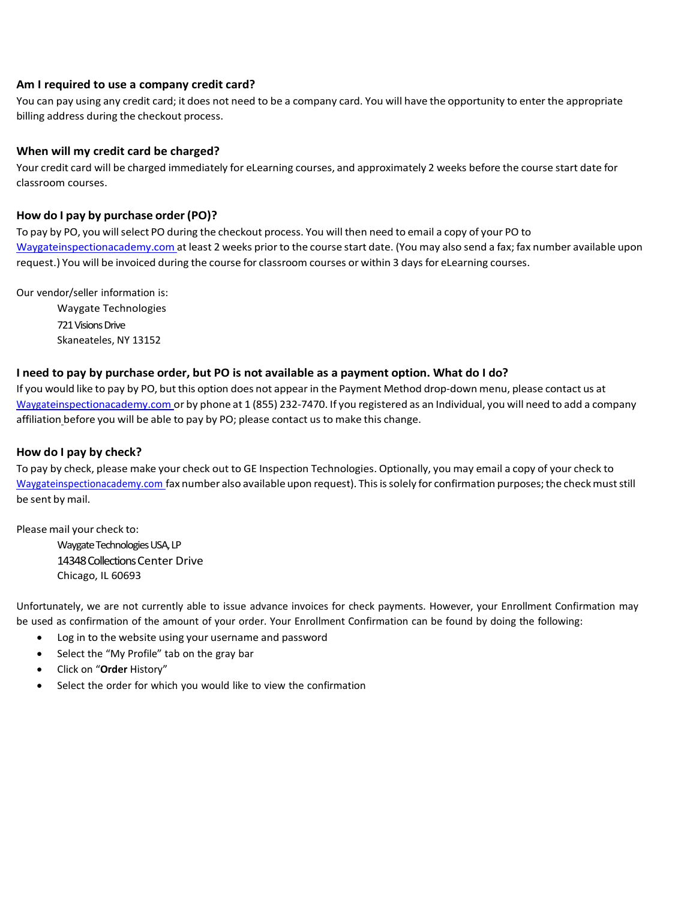### Am I required to use a company credit card?

You can pay using any credit card; it does not need to be a company card. You will have the opportunity to enter the appropriate billing address during the checkout process.

### When will my credit card be charged?

Your credit card will be charged immediately for eLearning courses, and approximately 2 weeks before the course start date for classroom courses.

### How do I pay by purchase order (PO)?

To pay by PO, you will select PO during the checkout process. You will then need to email a copy of your PO to [Waygateinspectionacademy.com](Waygateinspectionacademy.com) at least 2 weeks prior to the course start date. (You may also send a fax; fax number available upon request.) You will be invoiced during the course for classroom courses or within 3 days for eLearning courses.

Our vendor/seller information is:

Waygate Technologies
721 Visions Drive
Skaneateles, NY 13152

### I need to pay by purchase order, but PO is not available as a payment option. What do I do?

If you would like to pay by PO, but this option does not appear in the Payment Method drop-down menu, please contact us at [Waygateinspectionacademy.com](Waygateinspectionacademy.com) or by phone at 1 (855) 232-7470. If you registered as an Individual, you will need to add a company affiliation before you will be able to pay by PO; please contact us to make this change.

### How do I pay by check?

To pay by check, please make your check out to GE Inspection Technologies. Optionally, you may email a copy of your check to [Waygateinspectionacademy.com](Waygateinspectionacademy.com) fax number also available upon request). This is solely for confirmation purposes; the check must still be sent by mail.

Please mail your check to:

Waygate Technologies USA, LP
14348 Collections Center Drive
Chicago, IL 60693

Unfortunately, we are not currently able to issue advance invoices for check payments. However, your Enrollment Confirmation may be used as confirmation of the amount of your order. Your Enrollment Confirmation can be found by doing the following:

- Log in to the website using your username and password
- Select the "My Profile" tab on the gray bar
- Click on "**Order** History"
- Select the order for which you would like to view the confirmation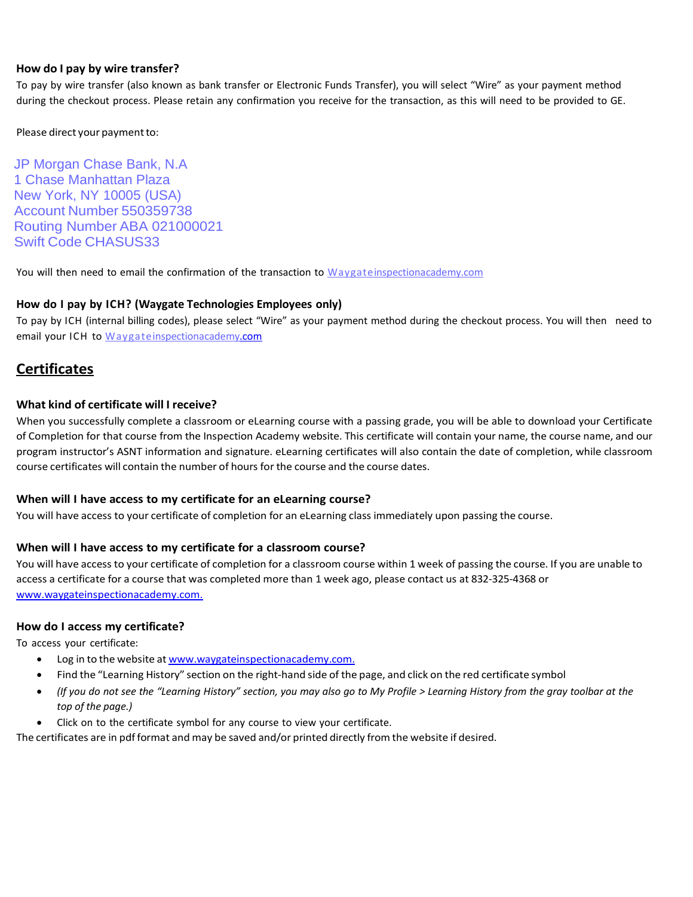### How do I pay by wire transfer?

To pay by wire transfer (also known as bank transfer or Electronic Funds Transfer), you will select "Wire" as your payment method during the checkout process. Please retain any confirmation you receive for the transaction, as this will need to be provided to GE.

Please direct your payment to:

JP Morgan Chase Bank, N.A
1 Chase Manhattan Plaza
New York, NY 10005 (USA)
Account Number 550359738
Routing Number ABA 021000021
Swift Code CHASUS33

You will then need to email the confirmation of the transaction to Waygateinspectionacademy.com

### How do I pay by ICH? (Waygate Technologies Employees only)

To pay by ICH (internal billing codes), please select "Wire" as your payment method during the checkout process. You will then need to email your ICH to Waygateinspectionacademy.com

## Certificates

### What kind of certificate will I receive?

When you successfully complete a classroom or eLearning course with a passing grade, you will be able to download your Certificate of Completion for that course from the Inspection Academy website. This certificate will contain your name, the course name, and our program instructor's ASNT information and signature. eLearning certificates will also contain the date of completion, while classroom course certificates will contain the number of hours for the course and the course dates.

### When will I have access to my certificate for an eLearning course?

You will have access to your certificate of completion for an eLearning class immediately upon passing the course.

### When will I have access to my certificate for a classroom course?

You will have access to your certificate of completion for a classroom course within 1 week of passing the course. If you are unable to access a certificate for a course that was completed more than 1 week ago, please contact us at 832-325-4368 or www.waygateinspectionacademy.com.

### How do I access my certificate?

To access your certificate:

- Log in to the website at www.waygateinspectionacademy.com.
- Find the "Learning History" section on the right-hand side of the page, and click on the red certificate symbol
- *(If you do not see the "Learning History" section, you may also go to My Profile > Learning History from the gray toolbar at the top of the page.)*
- Click on to the certificate symbol for any course to view your certificate.

The certificates are in pdf format and may be saved and/or printed directly from the website if desired.